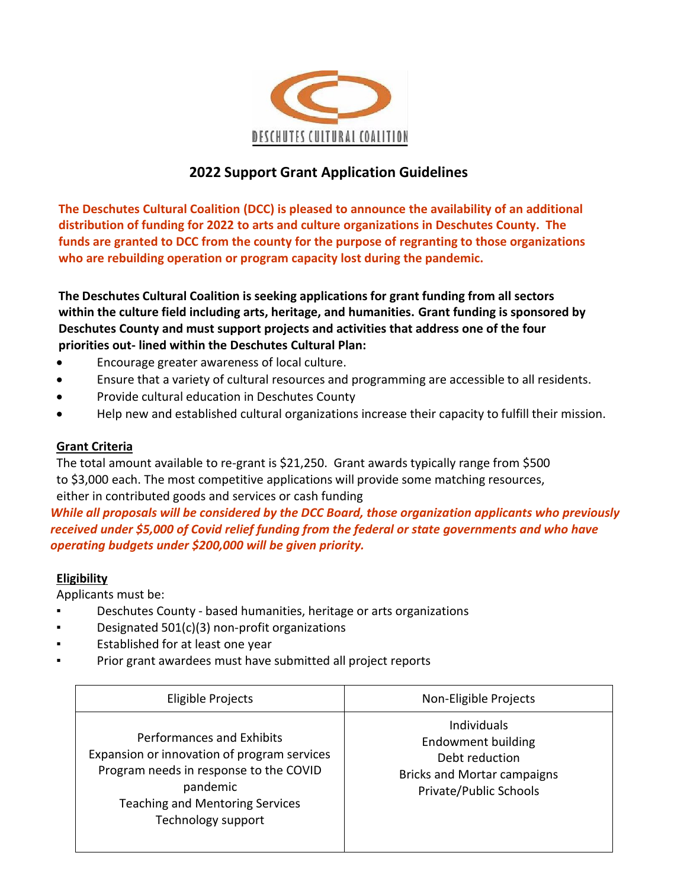DESCHUTES CULTURAL COALITION

# 2022 Support Grant Application Guidelines

**The Deschutes Cultural Coalition (DCC) is pleased to announce the availability of an additional distribution of funding for 2022 to arts and culture organizations in Deschutes County. The funds are granted to DCC from the county for the purpose of regranting to those organizations who are rebuilding operation or program capacity lost during the pandemic.**

**The Deschutes Cultural Coalition is seeking applications for grant funding from all sectors within the culture field including arts, heritage, and humanities. Grant funding is sponsored by Deschutes County and must support projects and activities that address one of the four priorities out- lined within the Deschutes Cultural Plan:**

- Encourage greater awareness of local culture.
- Ensure that a variety of cultural resources and programming are accessible to all residents.
- Provide cultural education in Deschutes County
- Help new and established cultural organizations increase their capacity to fulfill their mission.

## Grant Criteria

The total amount available to re-grant is $21,250. Grant awards typically range from $500 to $3,000 each. The most competitive applications will provide some matching resources, either in contributed goods and services or cash funding

***While all proposals will be considered by the DCC Board, those organization applicants who previously received under $5,000 of Covid relief funding from the federal or state governments and who have operating budgets under $200,000 will be given priority.***

## Eligibility

Applicants must be:

- Deschutes County - based humanities, heritage or arts organizations
- Designated 501(c)(3) non-profit organizations
- Established for at least one year
- Prior grant awardees must have submitted all project reports

| Eligible Projects | Non-Eligible Projects |
|---|---|
| Performances and Exhibits<br>Expansion or innovation of program services<br>Program needs in response to the COVID pandemic<br>Teaching and Mentoring Services<br>Technology support | Individuals<br>Endowment building<br>Debt reduction<br>Bricks and Mortar campaigns<br>Private/Public Schools |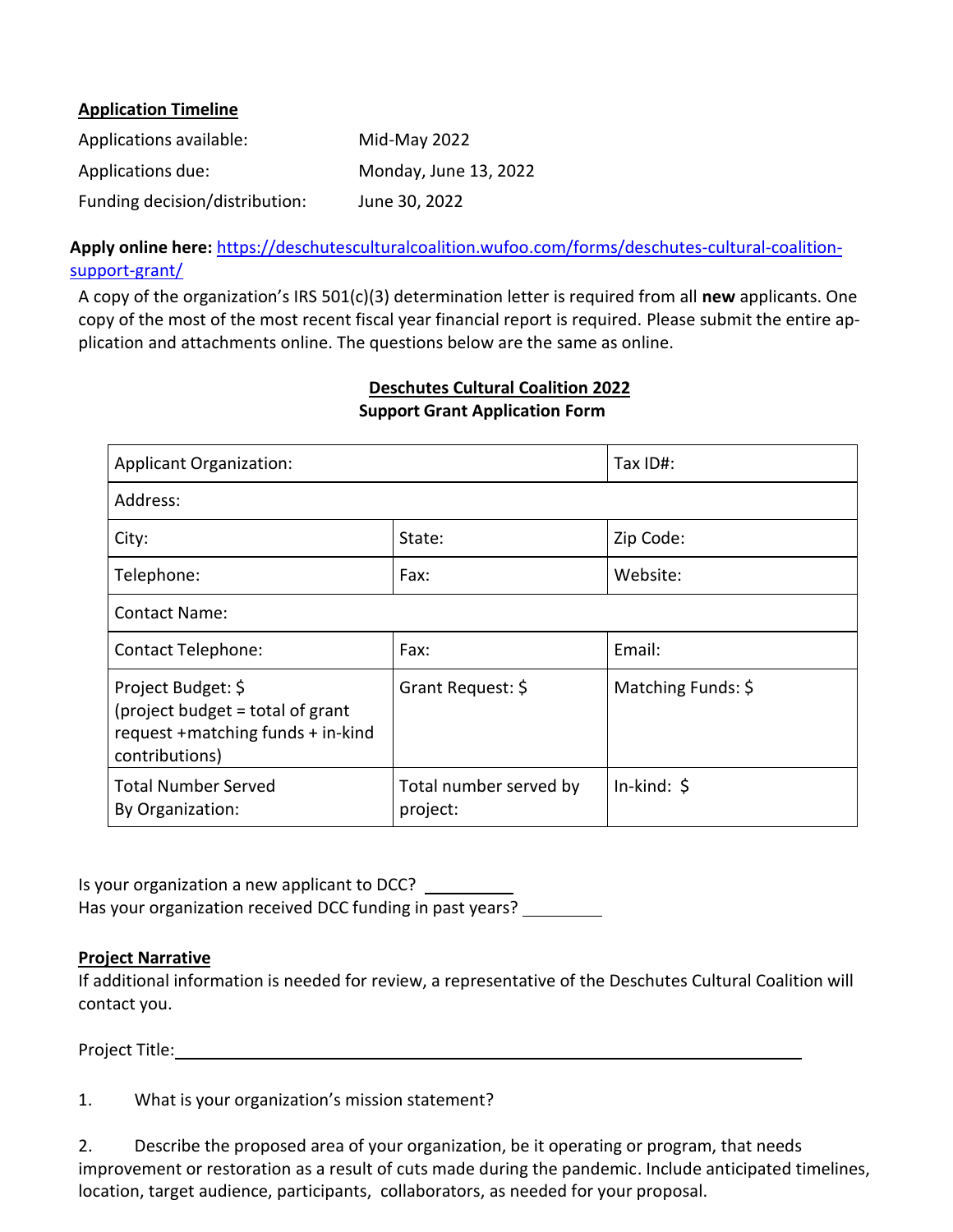**Application Timeline**

| | |
|---|---|
| Applications available: | Mid-May 2022 |
| Applications due: | Monday, June 13, 2022 |
| Funding decision/distribution: | June 30, 2022 |

**Apply online here:** https://deschutesculturalcoalition.wufoo.com/forms/deschutes-cultural-coalition-support-grant/

A copy of the organization's IRS 501(c)(3) determination letter is required from all **new** applicants. One copy of the most of the most recent fiscal year financial report is required. Please submit the entire application and attachments online. The questions below are the same as online.

**Deschutes Cultural Coalition 2022**
**Support Grant Application Form**

| | | |
|---|---|---|
| Applicant Organization: | | Tax ID#: |
| Address: | | |
| City: | State: | Zip Code: |
| Telephone: | Fax: | Website: |
| Contact Name: | | |
| Contact Telephone: | Fax: | Email: |
| Project Budget: $ (project budget = total of grant request +matching funds + in-kind contributions) | Grant Request: $ | Matching Funds: $ |
| Total Number Served By Organization: | Total number served by project: | In-kind: $ |

Is your organization a new applicant to DCC? __________
Has your organization received DCC funding in past years? _________

**Project Narrative**

If additional information is needed for review, a representative of the Deschutes Cultural Coalition will contact you.

Project Title: ______________________________________________________________

1. What is your organization's mission statement?

2. Describe the proposed area of your organization, be it operating or program, that needs improvement or restoration as a result of cuts made during the pandemic. Include anticipated timelines, location, target audience, participants, collaborators, as needed for your proposal.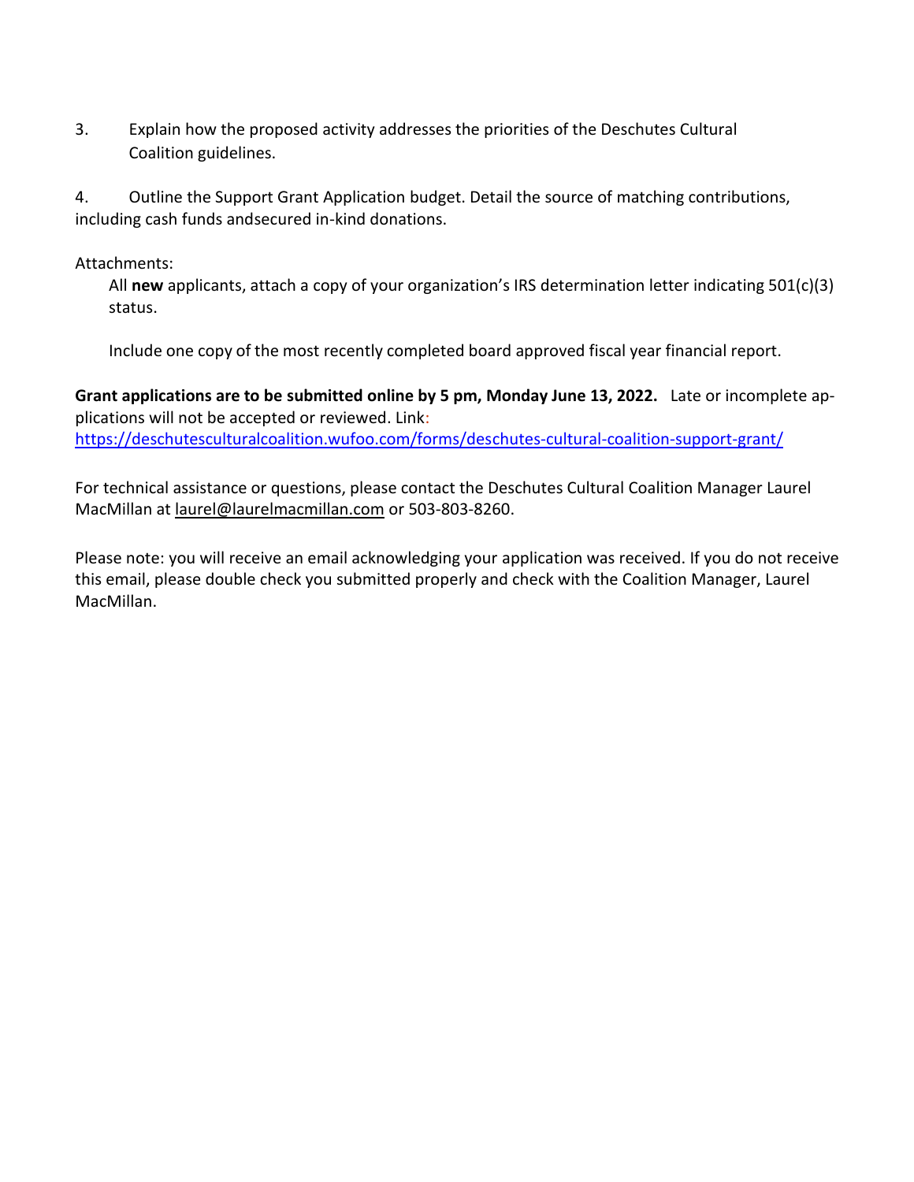3. Explain how the proposed activity addresses the priorities of the Deschutes Cultural Coalition guidelines.

4. Outline the Support Grant Application budget. Detail the source of matching contributions, including cash funds andsecured in-kind donations.

Attachments:

All **new** applicants, attach a copy of your organization's IRS determination letter indicating 501(c)(3) status.

Include one copy of the most recently completed board approved fiscal year financial report.

**Grant applications are to be submitted online by 5 pm, Monday June 13, 2022.** Late or incomplete applications will not be accepted or reviewed. Link: https://deschutesculturalcoalition.wufoo.com/forms/deschutes-cultural-coalition-support-grant/

For technical assistance or questions, please contact the Deschutes Cultural Coalition Manager Laurel MacMillan at laurel@laurelmacmillan.com or 503-803-8260.

Please note: you will receive an email acknowledging your application was received. If you do not receive this email, please double check you submitted properly and check with the Coalition Manager, Laurel MacMillan.